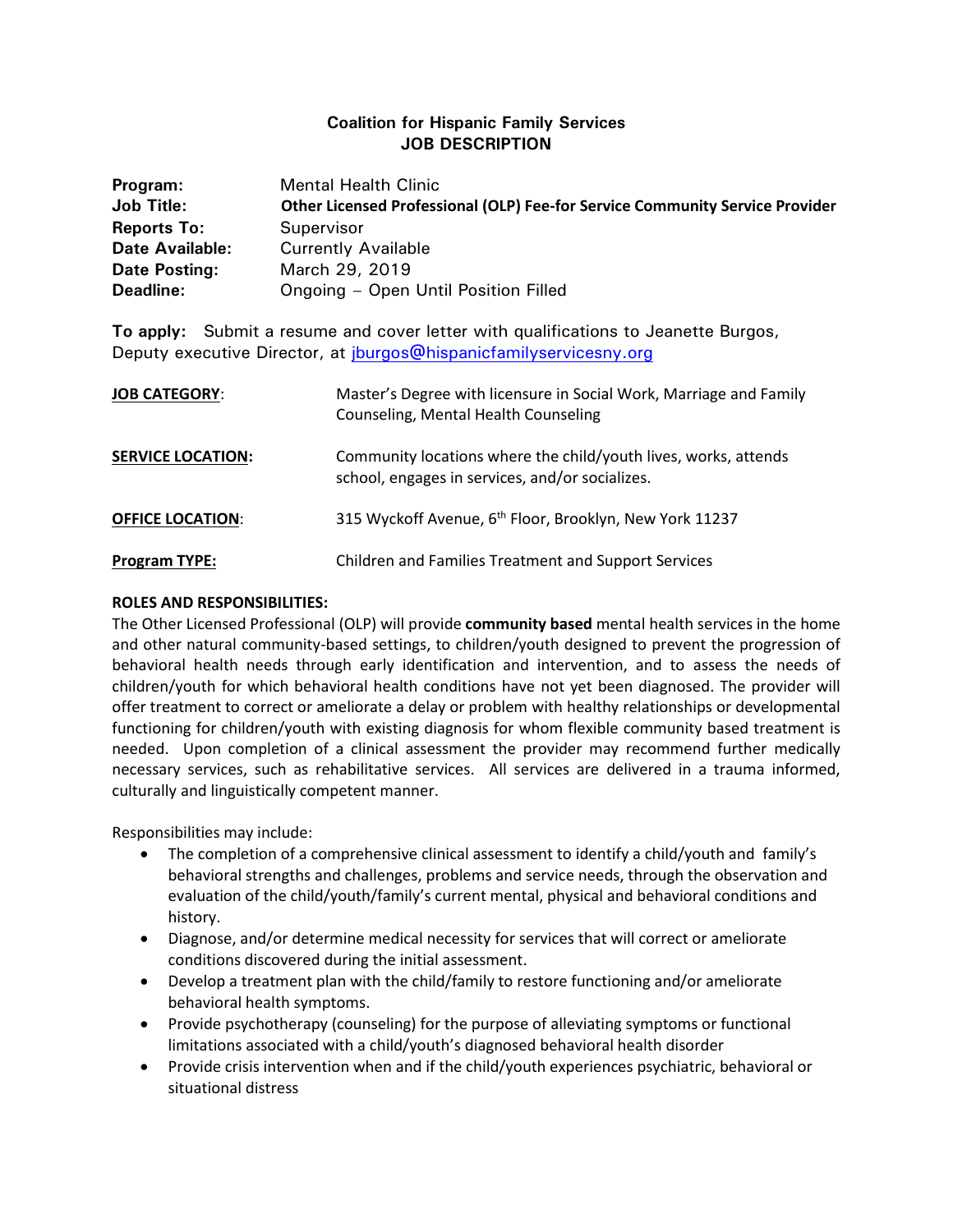**Coalition for Hispanic Family Services**
**JOB DESCRIPTION**

**Program:** Mental Health Clinic
**Job Title:** **Other Licensed Professional (OLP) Fee-for Service Community Service Provider**
**Reports To:** Supervisor
**Date Available:** Currently Available
**Date Posting:** March 29, 2019
**Deadline:** Ongoing – Open Until Position Filled

**To apply:** Submit a resume and cover letter with qualifications to Jeanette Burgos, Deputy executive Director, at jburgos@hispanicfamilyservicesny.org

**JOB CATEGORY:** Master's Degree with licensure in Social Work, Marriage and Family Counseling, Mental Health Counseling

**SERVICE LOCATION:** Community locations where the child/youth lives, works, attends school, engages in services, and/or socializes.

**OFFICE LOCATION:** 315 Wyckoff Avenue, 6th Floor, Brooklyn, New York 11237

**Program TYPE:** Children and Families Treatment and Support Services

**ROLES AND RESPONSIBILITIES:**

The Other Licensed Professional (OLP) will provide **community based** mental health services in the home and other natural community-based settings, to children/youth designed to prevent the progression of behavioral health needs through early identification and intervention, and to assess the needs of children/youth for which behavioral health conditions have not yet been diagnosed. The provider will offer treatment to correct or ameliorate a delay or problem with healthy relationships or developmental functioning for children/youth with existing diagnosis for whom flexible community based treatment is needed. Upon completion of a clinical assessment the provider may recommend further medically necessary services, such as rehabilitative services. All services are delivered in a trauma informed, culturally and linguistically competent manner.

Responsibilities may include:

- The completion of a comprehensive clinical assessment to identify a child/youth and family's behavioral strengths and challenges, problems and service needs, through the observation and evaluation of the child/youth/family's current mental, physical and behavioral conditions and history.
- Diagnose, and/or determine medical necessity for services that will correct or ameliorate conditions discovered during the initial assessment.
- Develop a treatment plan with the child/family to restore functioning and/or ameliorate behavioral health symptoms.
- Provide psychotherapy (counseling) for the purpose of alleviating symptoms or functional limitations associated with a child/youth's diagnosed behavioral health disorder
- Provide crisis intervention when and if the child/youth experiences psychiatric, behavioral or situational distress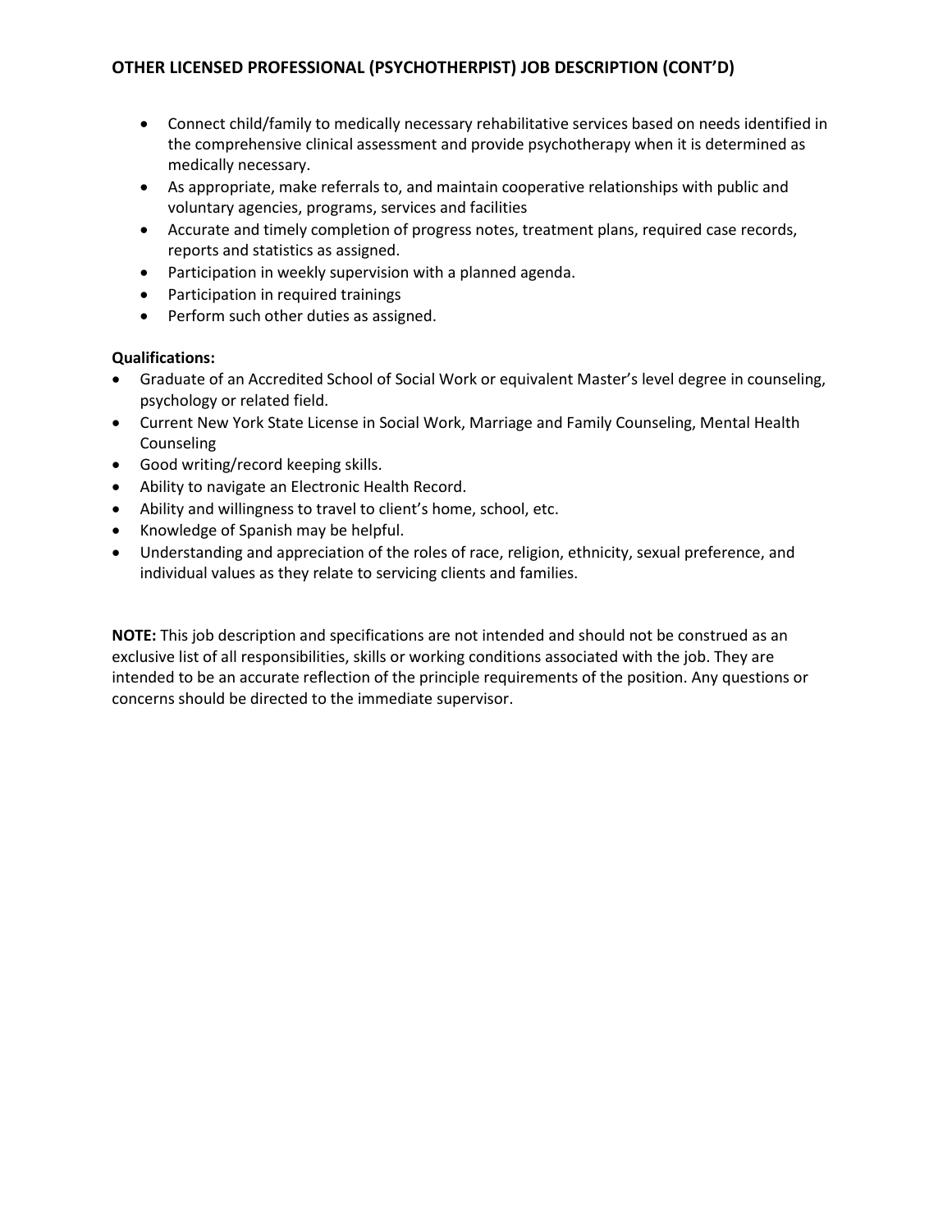## OTHER LICENSED PROFESSIONAL (PSYCHOTHERPIST) JOB DESCRIPTION (CONT'D)

- Connect child/family to medically necessary rehabilitative services based on needs identified in the comprehensive clinical assessment and provide psychotherapy when it is determined as medically necessary.
- As appropriate, make referrals to, and maintain cooperative relationships with public and voluntary agencies, programs, services and facilities
- Accurate and timely completion of progress notes, treatment plans, required case records, reports and statistics as assigned.
- Participation in weekly supervision with a planned agenda.
- Participation in required trainings
- Perform such other duties as assigned.

**Qualifications:**

- Graduate of an Accredited School of Social Work or equivalent Master's level degree in counseling, psychology or related field.
- Current New York State License in Social Work, Marriage and Family Counseling, Mental Health Counseling
- Good writing/record keeping skills.
- Ability to navigate an Electronic Health Record.
- Ability and willingness to travel to client's home, school, etc.
- Knowledge of Spanish may be helpful.
- Understanding and appreciation of the roles of race, religion, ethnicity, sexual preference, and individual values as they relate to servicing clients and families.

**NOTE:** This job description and specifications are not intended and should not be construed as an exclusive list of all responsibilities, skills or working conditions associated with the job. They are intended to be an accurate reflection of the principle requirements of the position. Any questions or concerns should be directed to the immediate supervisor.